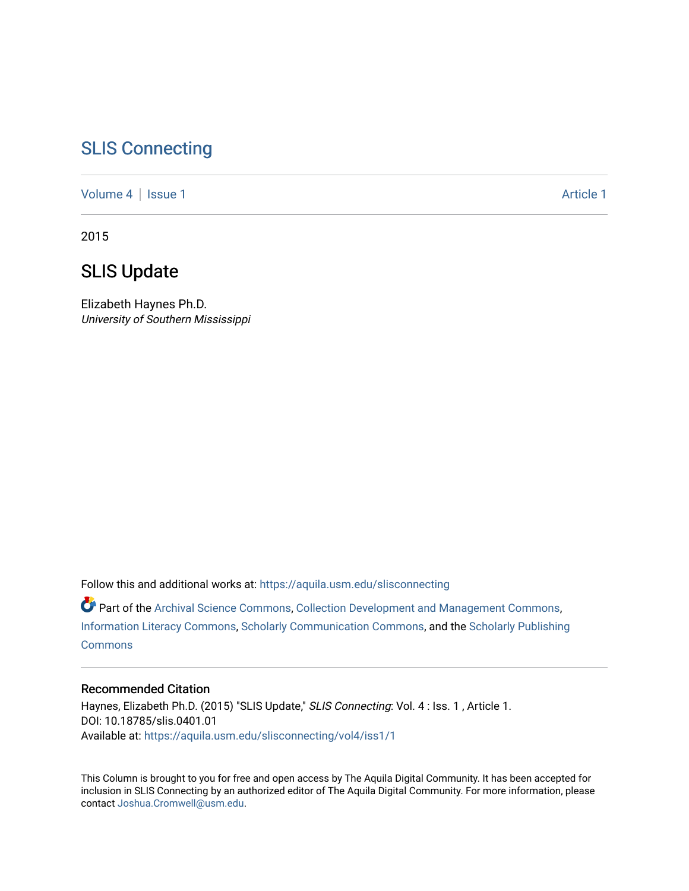# SLIS Connecting

Volume 4 | Issue 1 Article 1

2015

## SLIS Update

Elizabeth Haynes Ph.D.
*University of Southern Mississippi*

Follow this and additional works at: https://aquila.usm.edu/slisconnecting

Part of the Archival Science Commons, Collection Development and Management Commons, Information Literacy Commons, Scholarly Communication Commons, and the Scholarly Publishing Commons

### Recommended Citation

Haynes, Elizabeth Ph.D. (2015) "SLIS Update," *SLIS Connecting*: Vol. 4 : Iss. 1 , Article 1.
DOI: 10.18785/slis.0401.01
Available at: https://aquila.usm.edu/slisconnecting/vol4/iss1/1

This Column is brought to you for free and open access by The Aquila Digital Community. It has been accepted for inclusion in SLIS Connecting by an authorized editor of The Aquila Digital Community. For more information, please contact Joshua.Cromwell@usm.edu.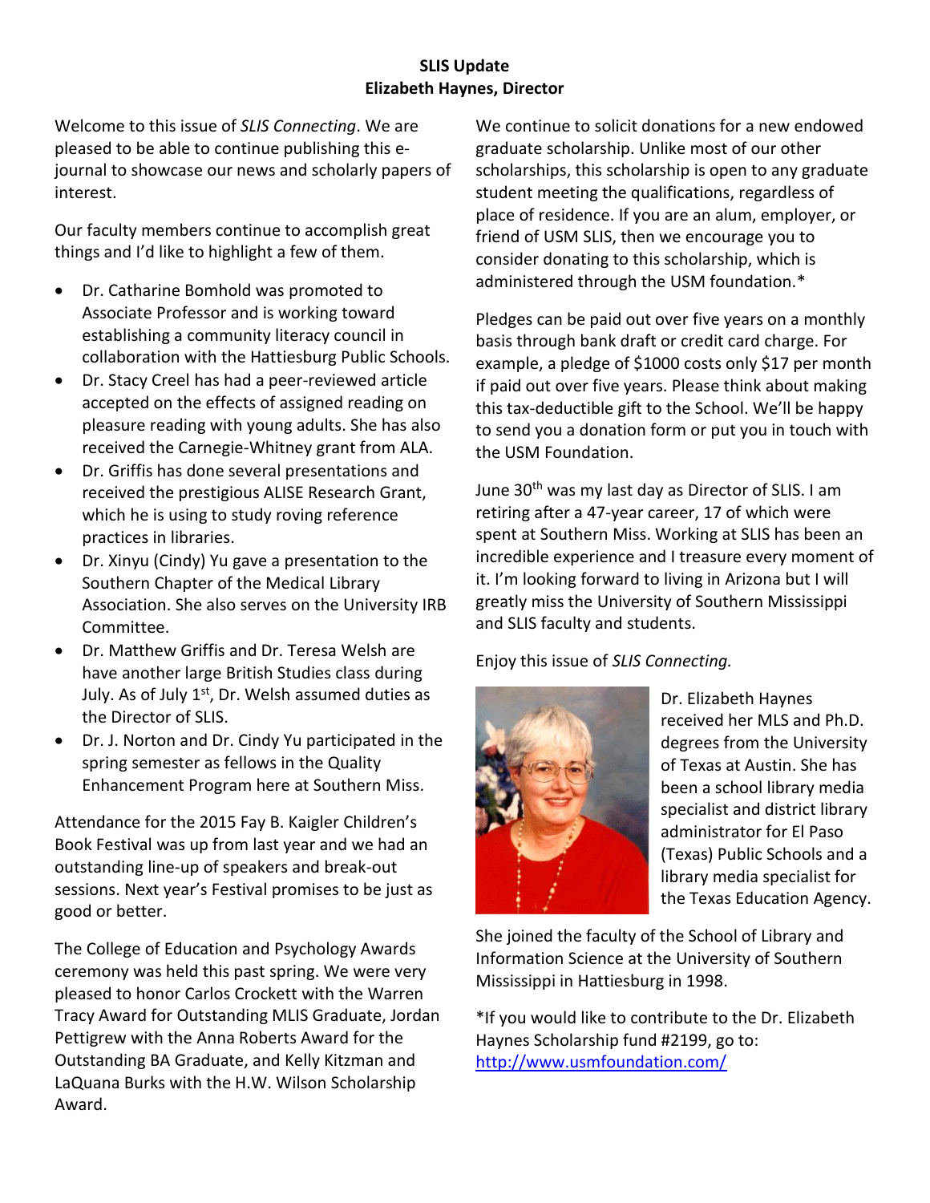# SLIS Update

**Elizabeth Haynes, Director**

Welcome to this issue of *SLIS Connecting*. We are pleased to be able to continue publishing this e-journal to showcase our news and scholarly papers of interest.

Our faculty members continue to accomplish great things and I'd like to highlight a few of them.

- Dr. Catharine Bomhold was promoted to Associate Professor and is working toward establishing a community literacy council in collaboration with the Hattiesburg Public Schools.
- Dr. Stacy Creel has had a peer-reviewed article accepted on the effects of assigned reading on pleasure reading with young adults. She has also received the Carnegie-Whitney grant from ALA.
- Dr. Griffis has done several presentations and received the prestigious ALISE Research Grant, which he is using to study roving reference practices in libraries.
- Dr. Xinyu (Cindy) Yu gave a presentation to the Southern Chapter of the Medical Library Association. She also serves on the University IRB Committee.
- Dr. Matthew Griffis and Dr. Teresa Welsh are have another large British Studies class during July. As of July 1st, Dr. Welsh assumed duties as the Director of SLIS.
- Dr. J. Norton and Dr. Cindy Yu participated in the spring semester as fellows in the Quality Enhancement Program here at Southern Miss.

Attendance for the 2015 Fay B. Kaigler Children's Book Festival was up from last year and we had an outstanding line-up of speakers and break-out sessions. Next year's Festival promises to be just as good or better.

The College of Education and Psychology Awards ceremony was held this past spring. We were very pleased to honor Carlos Crockett with the Warren Tracy Award for Outstanding MLIS Graduate, Jordan Pettigrew with the Anna Roberts Award for the Outstanding BA Graduate, and Kelly Kitzman and LaQuana Burks with the H.W. Wilson Scholarship Award.

We continue to solicit donations for a new endowed graduate scholarship. Unlike most of our other scholarships, this scholarship is open to any graduate student meeting the qualifications, regardless of place of residence. If you are an alum, employer, or friend of USM SLIS, then we encourage you to consider donating to this scholarship, which is administered through the USM foundation.*

Pledges can be paid out over five years on a monthly basis through bank draft or credit card charge. For example, a pledge of $1000 costs only $17 per month if paid out over five years. Please think about making this tax-deductible gift to the School. We'll be happy to send you a donation form or put you in touch with the USM Foundation.

June 30th was my last day as Director of SLIS. I am retiring after a 47-year career, 17 of which were spent at Southern Miss. Working at SLIS has been an incredible experience and I treasure every moment of it. I'm looking forward to living in Arizona but I will greatly miss the University of Southern Mississippi and SLIS faculty and students.

Enjoy this issue of *SLIS Connecting.*

Dr. Elizabeth Haynes received her MLS and Ph.D. degrees from the University of Texas at Austin. She has been a school library media specialist and district library administrator for El Paso (Texas) Public Schools and a library media specialist for the Texas Education Agency.

She joined the faculty of the School of Library and Information Science at the University of Southern Mississippi in Hattiesburg in 1998.

*If you would like to contribute to the Dr. Elizabeth Haynes Scholarship fund #2199, go to: http://www.usmfoundation.com/